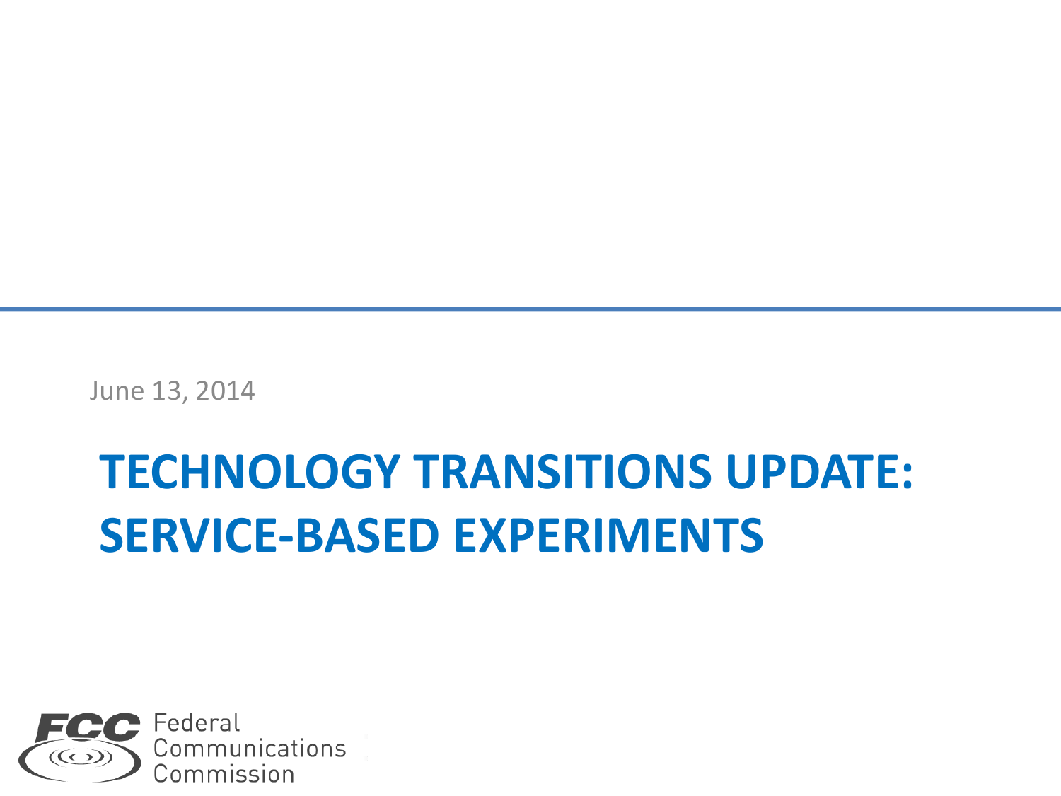June 13, 2014

# TECHNOLOGY TRANSITIONS UPDATE: SERVICE-BASED EXPERIMENTS

Federal Communications Commission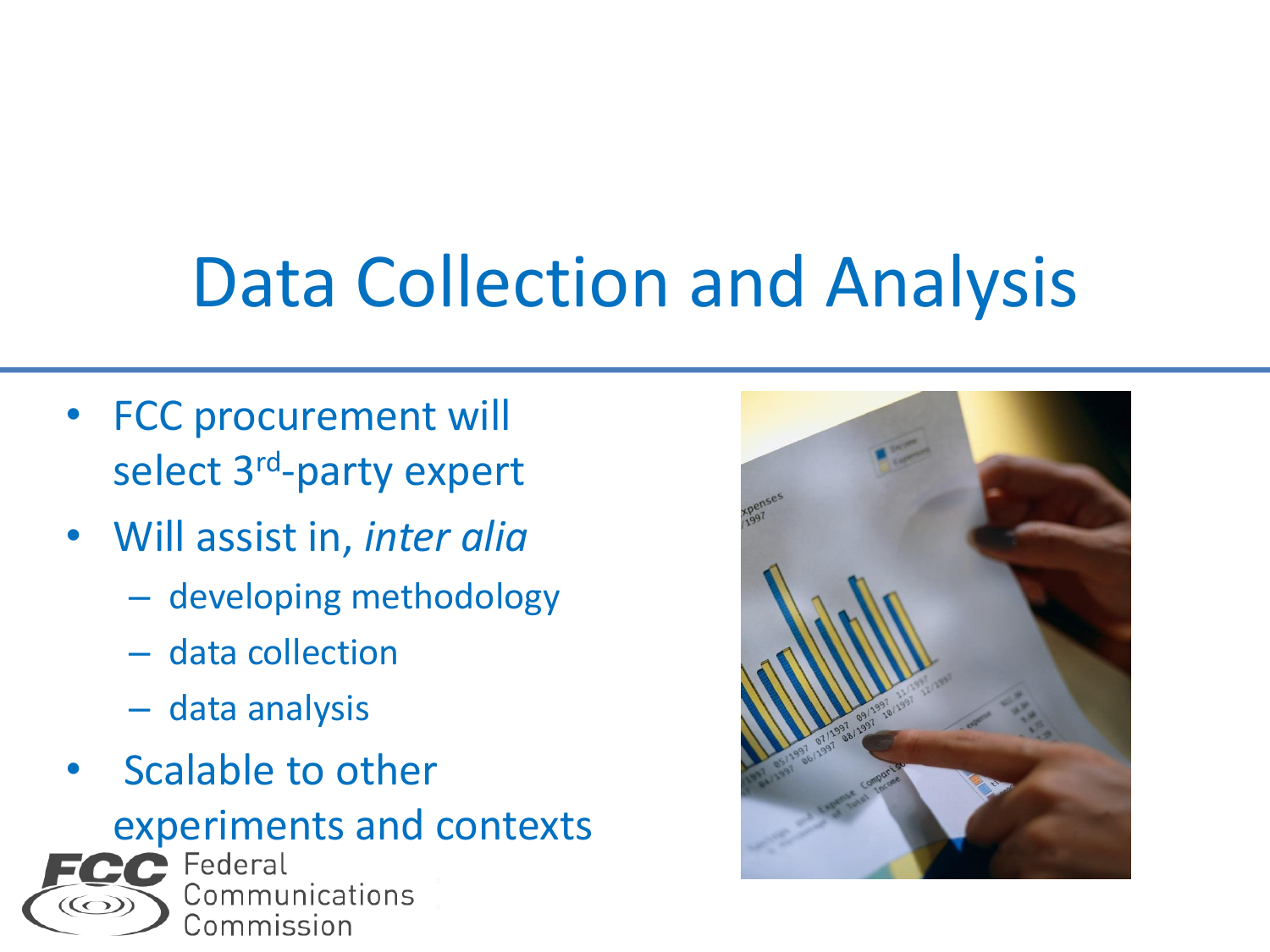# Data Collection and Analysis

- FCC procurement will select 3rd-party expert
- Will assist in, *inter alia*
  - developing methodology
  - data collection
  - data analysis
- Scalable to other experiments and contexts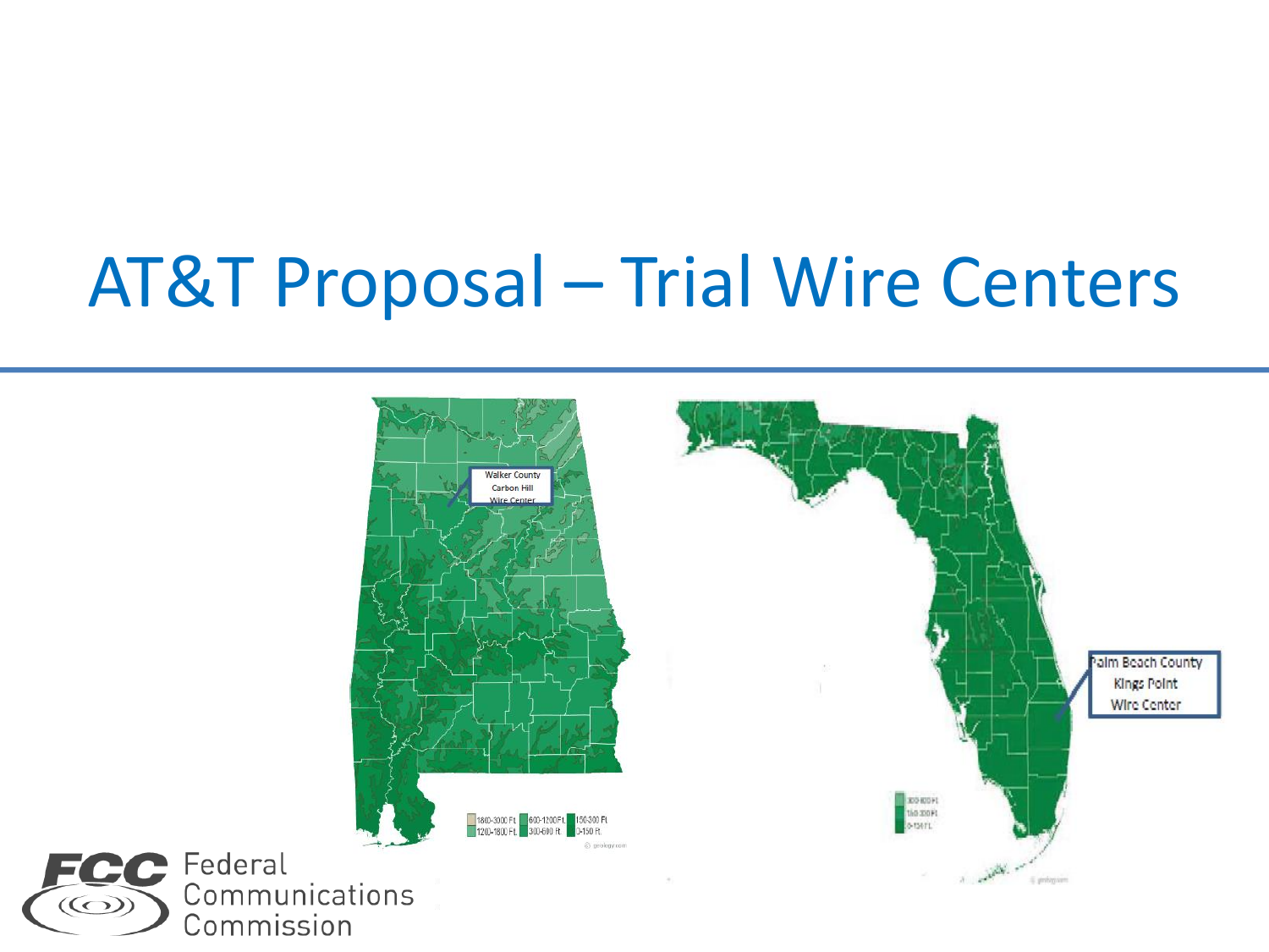# AT&T Proposal – Trial Wire Centers

Walker County
Carbon Hill
Wire Center

Palm Beach County
Kings Point
Wire Center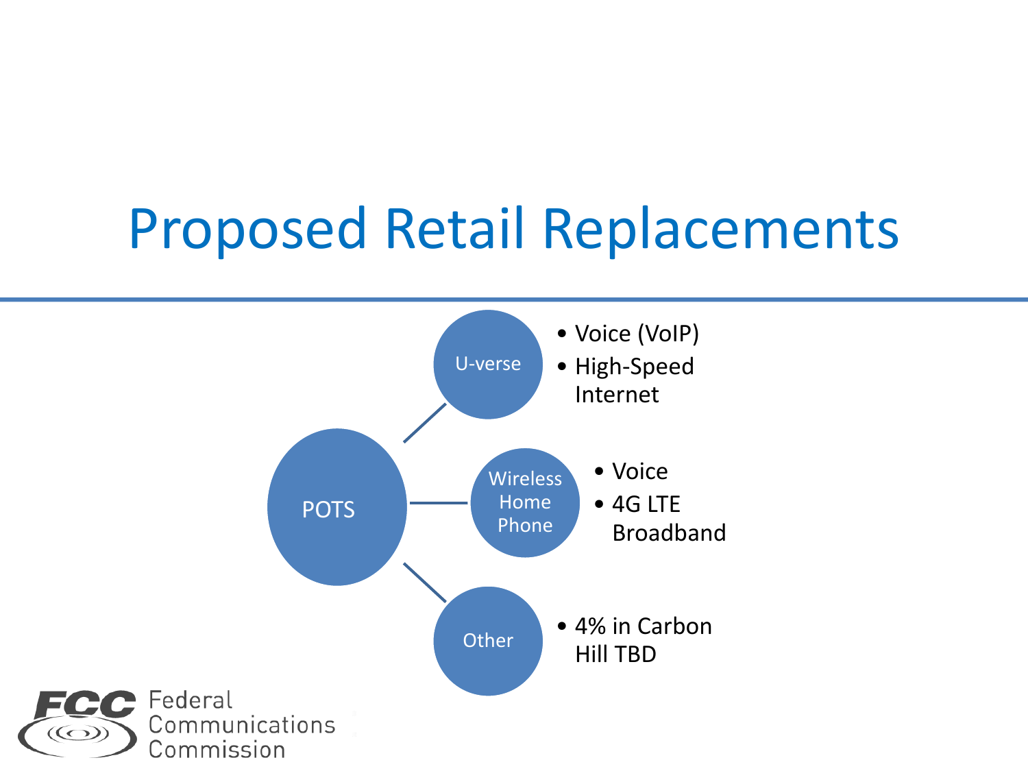# Proposed Retail Replacements

- **POTS**
  - **U-verse**
    - Voice (VoIP)
    - High-Speed Internet
  - **Wireless Home Phone**
    - Voice
    - 4G LTE Broadband
  - **Other**
    - 4% in Carbon Hill TBD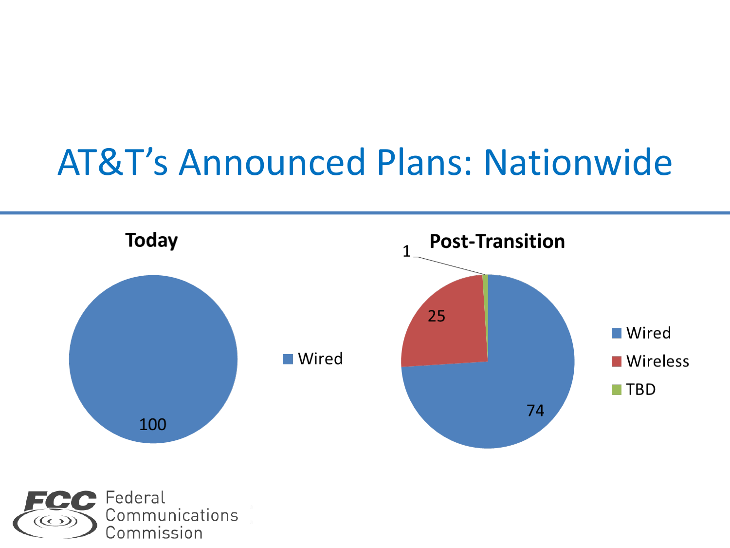# AT&T's Announced Plans: Nationwide

**Today**

| | Value |
|---|---|
| Wired | 100 |

**Post-Transition**

| | Value |
|---|---|
| Wired | 74 |
| Wireless | 25 |
| TBD | 1 |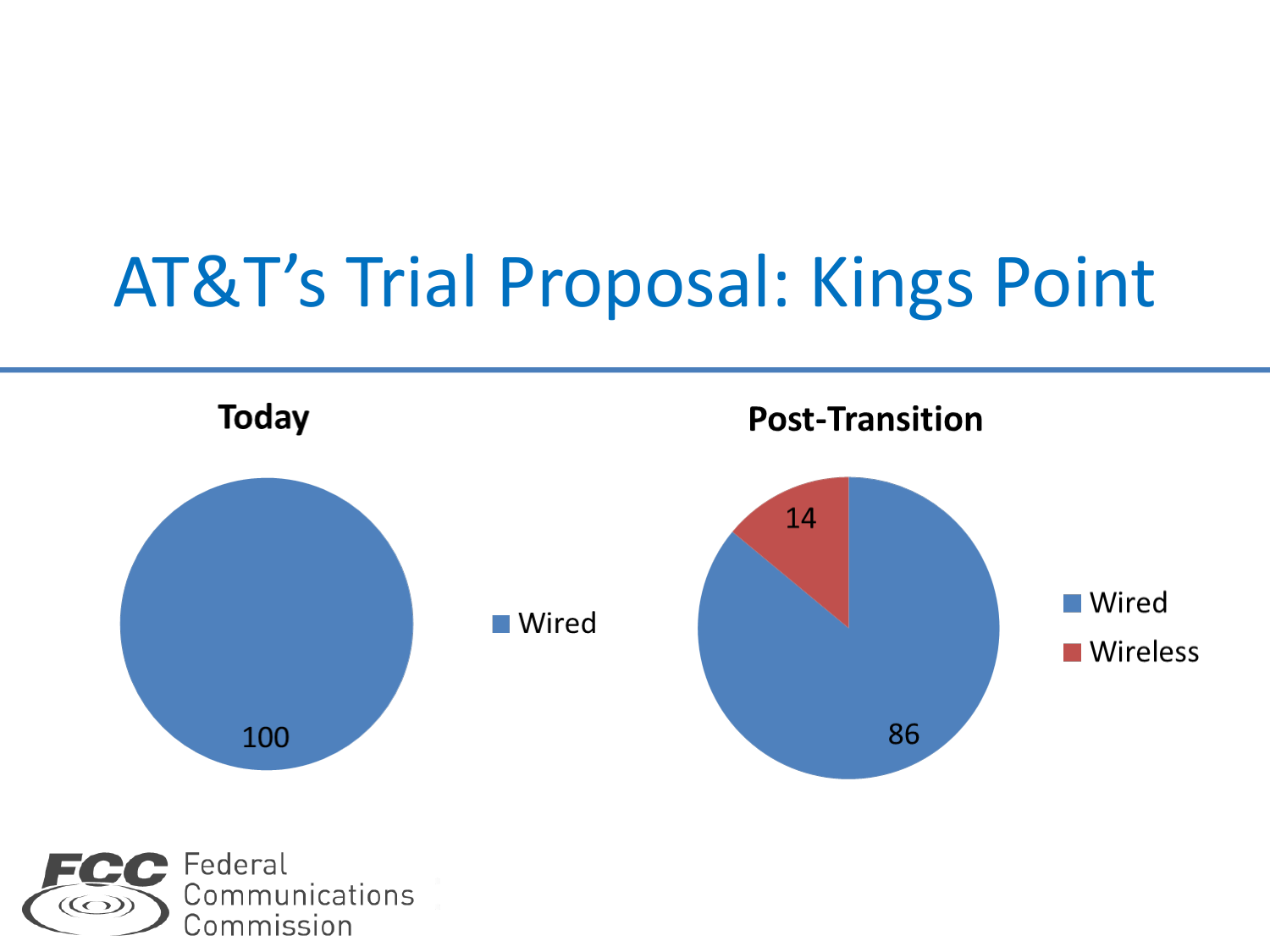# AT&T's Trial Proposal: Kings Point

**Today**

| Category | Value |
| --- | --- |
| Wired | 100 |

**Post-Transition**

| Category | Value |
| --- | --- |
| Wired | 86 |
| Wireless | 14 |

Federal Communications Commission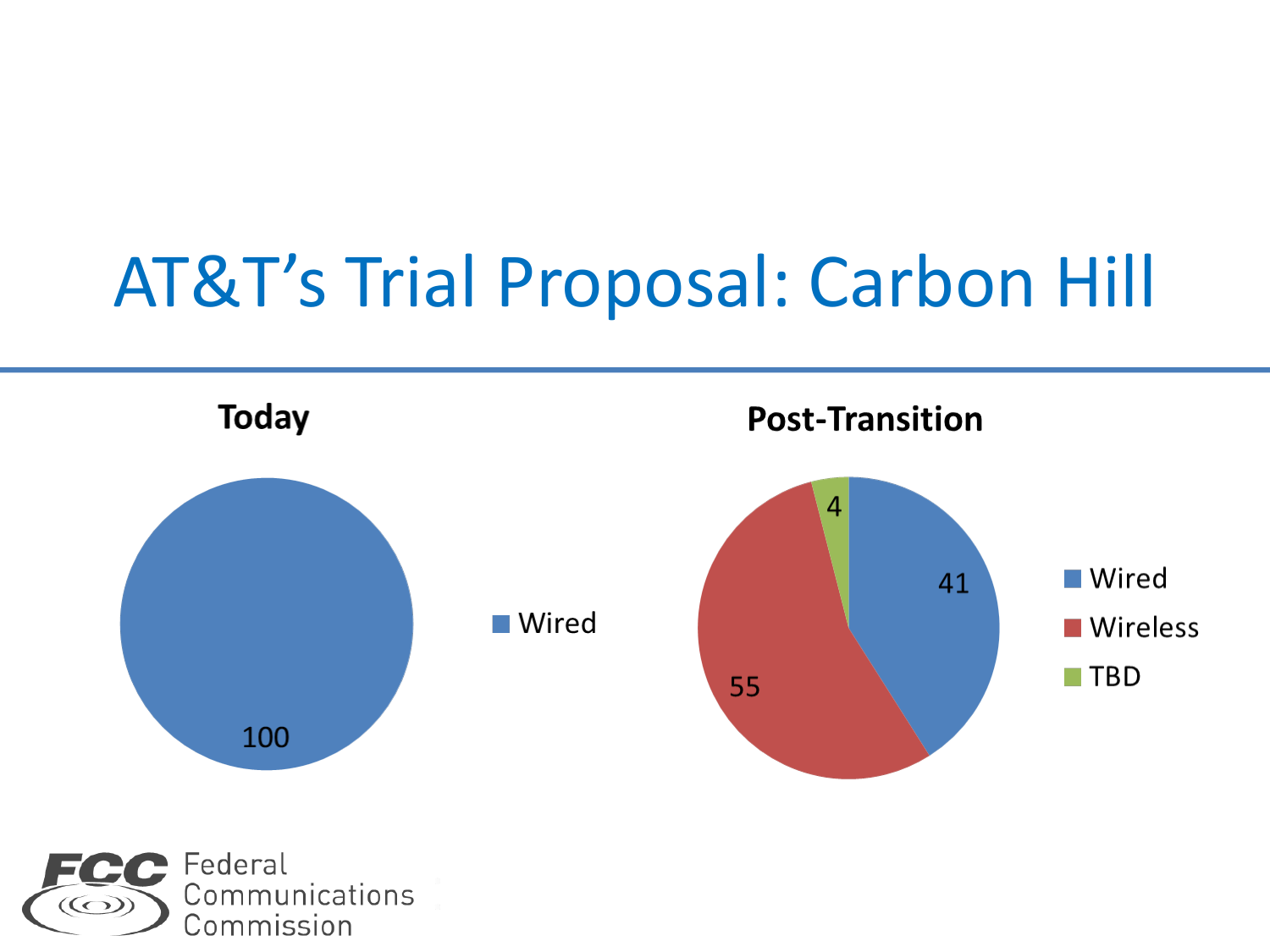# AT&T's Trial Proposal: Carbon Hill

**Today**

| Category | Value |
| --- | --- |
| Wired | 100 |

**Post-Transition**

| Category | Value |
| --- | --- |
| Wired | 41 |
| Wireless | 55 |
| TBD | 4 |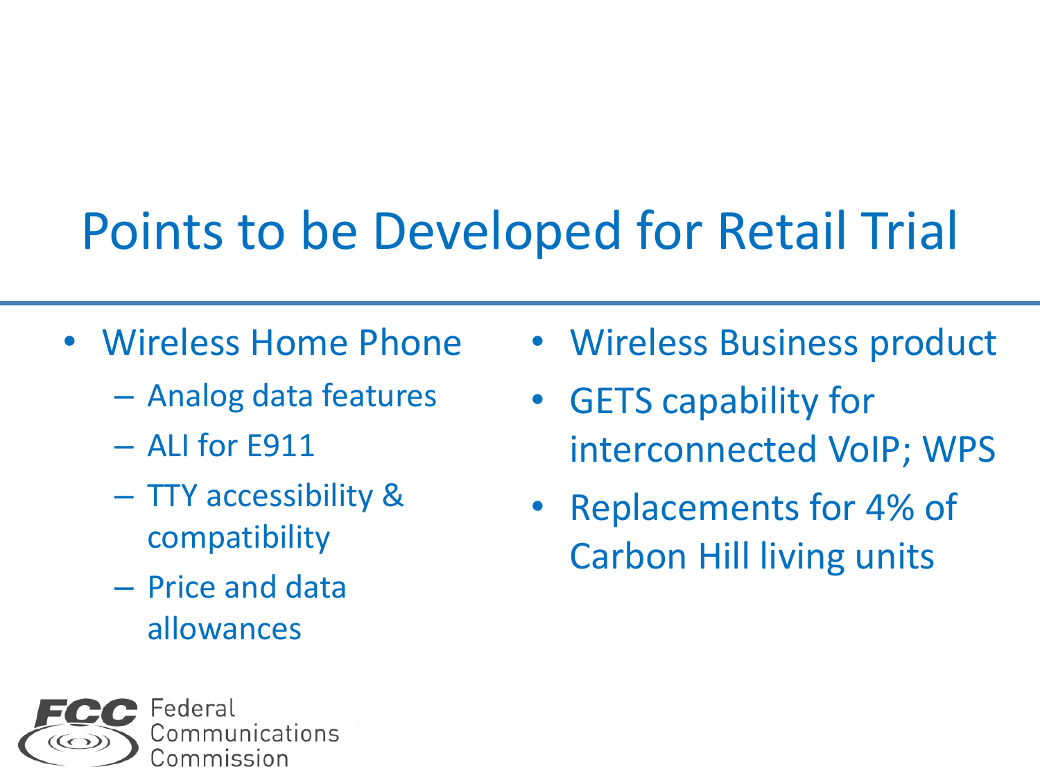# Points to be Developed for Retail Trial

- Wireless Home Phone
  - Analog data features
  - ALI for E911
  - TTY accessibility & compatibility
  - Price and data allowances
- Wireless Business product
- GETS capability for interconnected VoIP; WPS
- Replacements for 4% of Carbon Hill living units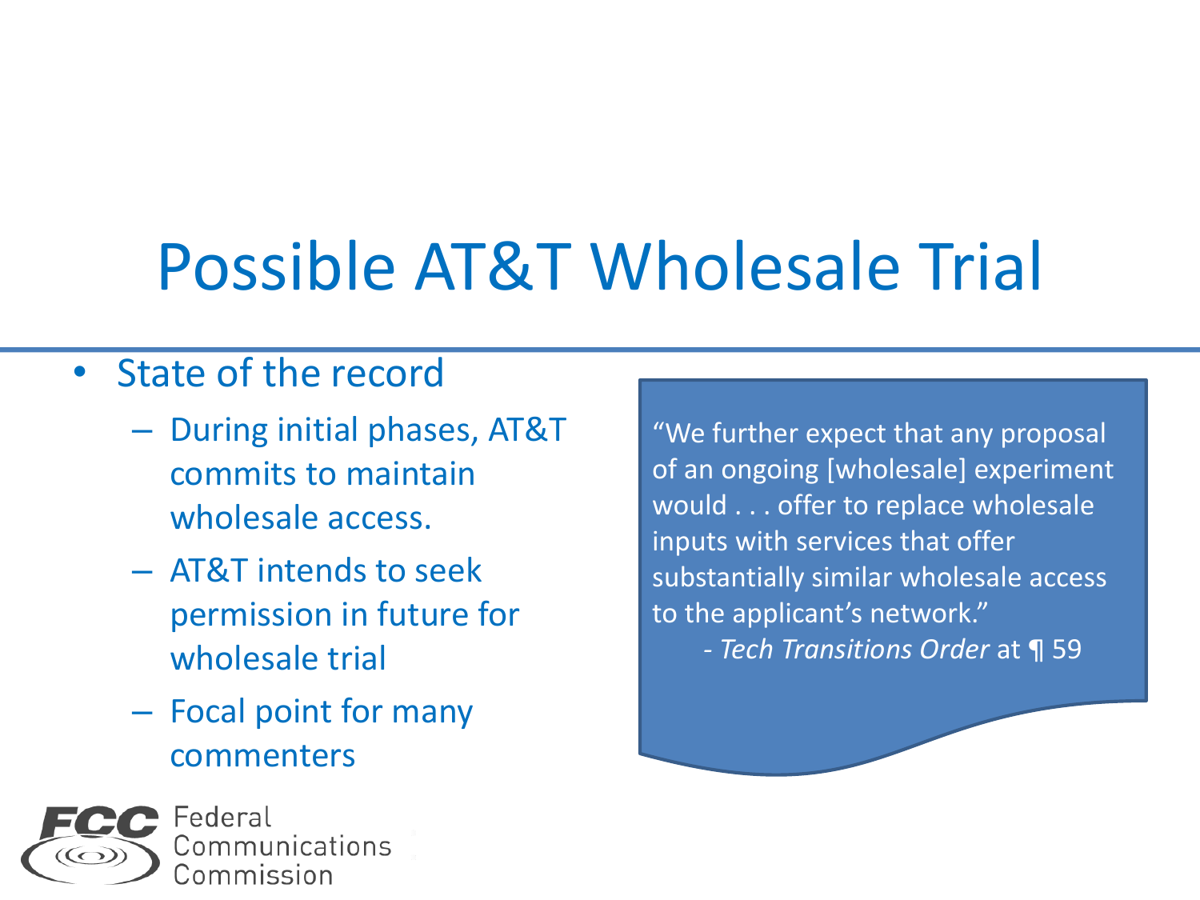# Possible AT&T Wholesale Trial

- State of the record
  - During initial phases, AT&T commits to maintain wholesale access.
  - AT&T intends to seek permission in future for wholesale trial
  - Focal point for many commenters

> "We further expect that any proposal of an ongoing [wholesale] experiment would . . . offer to replace wholesale inputs with services that offer substantially similar wholesale access to the applicant's network."
>
> \- *Tech Transitions Order* at ¶ 59

Federal Communications Commission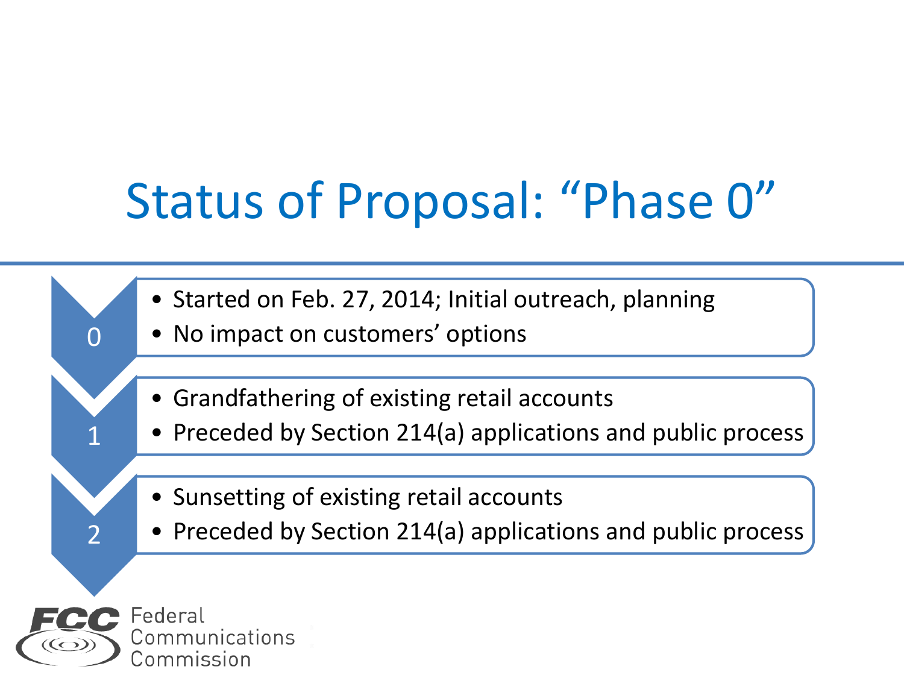# Status of Proposal: "Phase 0"

**0**

- Started on Feb. 27, 2014; Initial outreach, planning
- No impact on customers' options

**1**

- Grandfathering of existing retail accounts
- Preceded by Section 214(a) applications and public process

**2**

- Sunsetting of existing retail accounts
- Preceded by Section 214(a) applications and public process

FCC Federal Communications Commission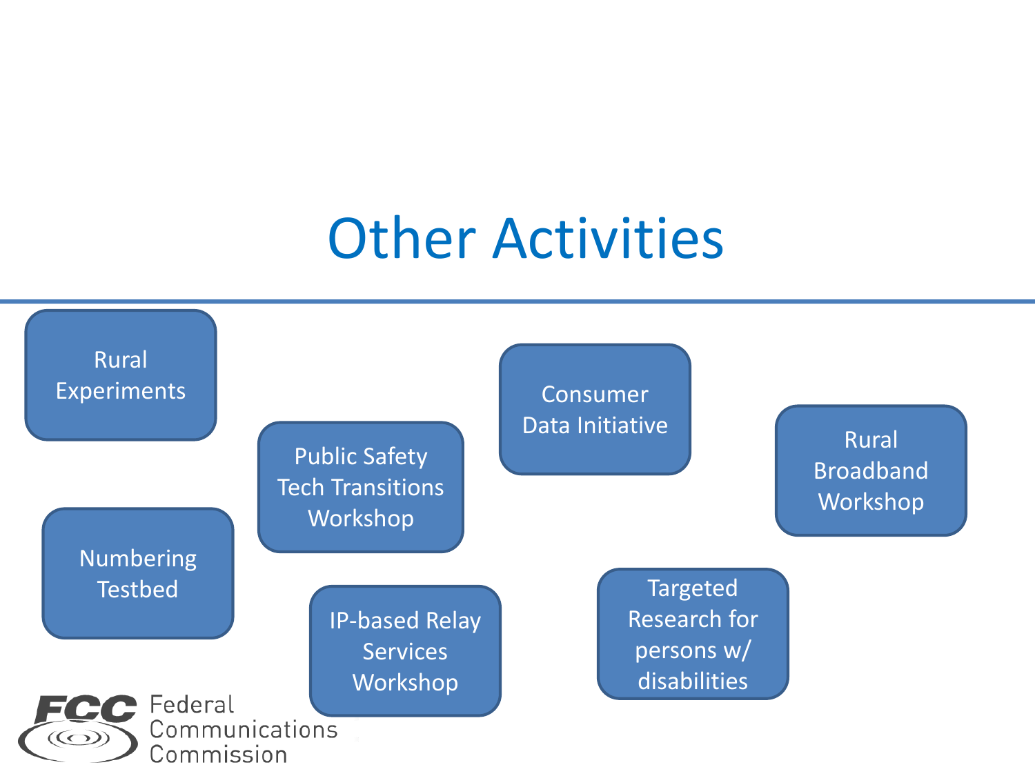# Other Activities

- Rural Experiments
- Numbering Testbed
- Public Safety Tech Transitions Workshop
- IP-based Relay Services Workshop
- Consumer Data Initiative
- Targeted Research for persons w/ disabilities
- Rural Broadband Workshop

FCC Federal Communications Commission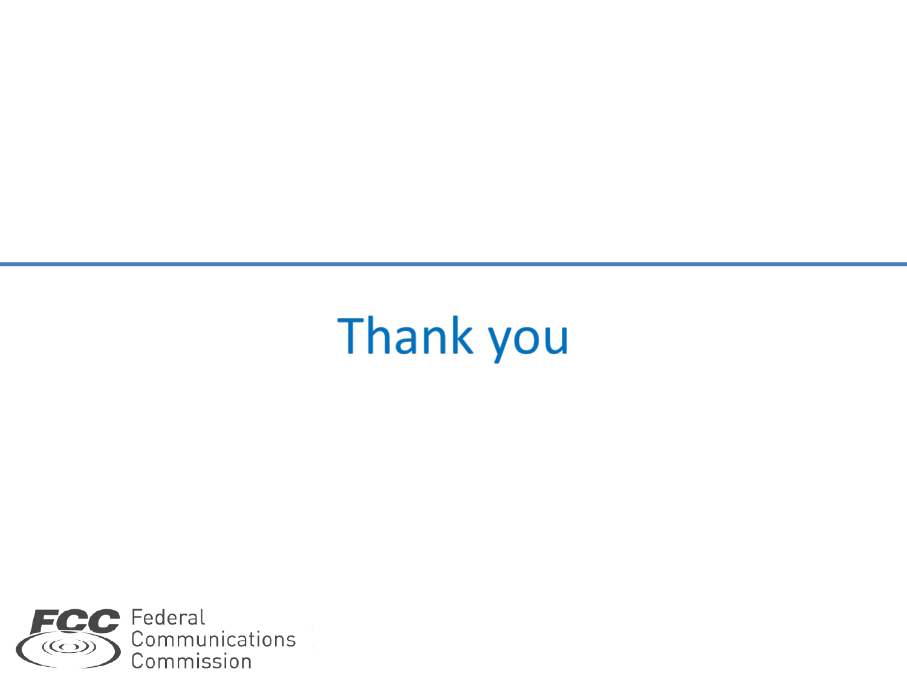# Thank you

Federal Communications Commission